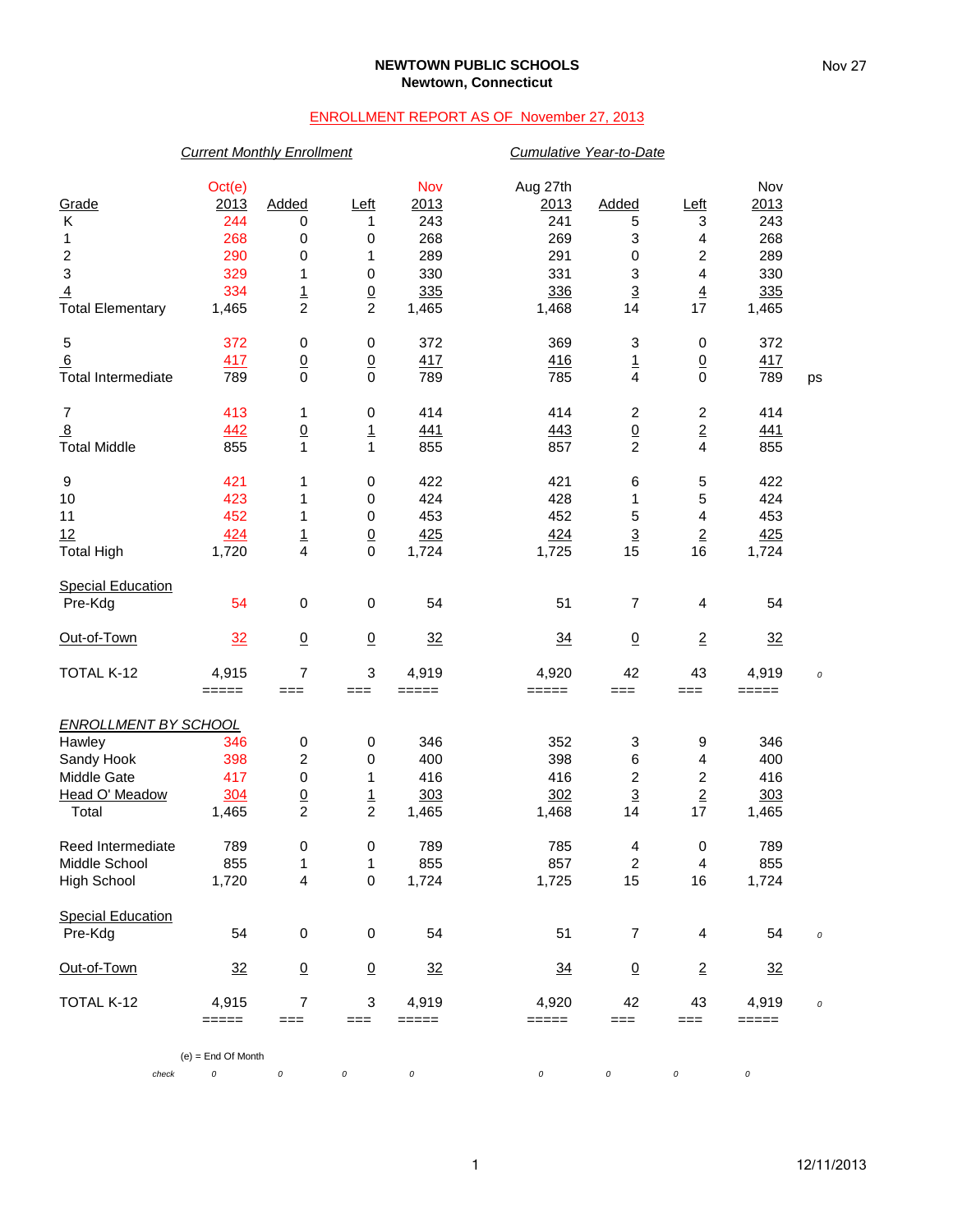**NEWTOWN PUBLIC SCHOOLS**
**Newtown, Connecticut**

Nov 27

ENROLLMENT REPORT AS OF November 27, 2013

| | *Current Monthly Enrollment* | | | | *Cumulative Year-to-Date* | | | | |
|---|---|---|---|---|---|---|---|---|---|
| Grade | Oct(e) 2013 | Added | Left | Nov 2013 | Aug 27th 2013 | Added | Left | Nov 2013 | |
| K | 244 | 0 | 1 | 243 | 241 | 5 | 3 | 243 | |
| 1 | 268 | 0 | 0 | 268 | 269 | 3 | 4 | 268 | |
| 2 | 290 | 0 | 1 | 289 | 291 | 0 | 2 | 289 | |
| 3 | 329 | 1 | 0 | 330 | 331 | 3 | 4 | 330 | |
| 4 | 334 | 1 | 0 | 335 | 336 | 3 | 4 | 335 | |
| Total Elementary | 1,465 | 2 | 2 | 1,465 | 1,468 | 14 | 17 | 1,465 | |
| 5 | 372 | 0 | 0 | 372 | 369 | 3 | 0 | 372 | |
| 6 | 417 | 0 | 0 | 417 | 416 | 1 | 0 | 417 | |
| Total Intermediate | 789 | 0 | 0 | 789 | 785 | 4 | 0 | 789 | ps |
| 7 | 413 | 1 | 0 | 414 | 414 | 2 | 2 | 414 | |
| 8 | 442 | 0 | 1 | 441 | 443 | 0 | 2 | 441 | |
| Total Middle | 855 | 1 | 1 | 855 | 857 | 2 | 4 | 855 | |
| 9 | 421 | 1 | 0 | 422 | 421 | 6 | 5 | 422 | |
| 10 | 423 | 1 | 0 | 424 | 428 | 1 | 5 | 424 | |
| 11 | 452 | 1 | 0 | 453 | 452 | 5 | 4 | 453 | |
| 12 | 424 | 1 | 0 | 425 | 424 | 3 | 2 | 425 | |
| Total High | 1,720 | 4 | 0 | 1,724 | 1,725 | 15 | 16 | 1,724 | |
| Special Education Pre-Kdg | 54 | 0 | 0 | 54 | 51 | 7 | 4 | 54 | |
| Out-of-Town | 32 | 0 | 0 | 32 | 34 | 0 | 2 | 32 | |
| TOTAL K-12 | 4,915 | 7 | 3 | 4,919 | 4,920 | 42 | 43 | 4,919 | 0 |

| *ENROLLMENT BY SCHOOL* | Oct(e) 2013 | Added | Left | Nov 2013 | Aug 27th 2013 | Added | Left | Nov 2013 | |
|---|---|---|---|---|---|---|---|---|---|
| Hawley | 346 | 0 | 0 | 346 | 352 | 3 | 9 | 346 | |
| Sandy Hook | 398 | 2 | 0 | 400 | 398 | 6 | 4 | 400 | |
| Middle Gate | 417 | 0 | 1 | 416 | 416 | 2 | 2 | 416 | |
| Head O' Meadow | 304 | 0 | 1 | 303 | 302 | 3 | 2 | 303 | |
| Total | 1,465 | 2 | 2 | 1,465 | 1,468 | 14 | 17 | 1,465 | |
| Reed Intermediate | 789 | 0 | 0 | 789 | 785 | 4 | 0 | 789 | |
| Middle School | 855 | 1 | 1 | 855 | 857 | 2 | 4 | 855 | |
| High School | 1,720 | 4 | 0 | 1,724 | 1,725 | 15 | 16 | 1,724 | |
| Special Education Pre-Kdg | 54 | 0 | 0 | 54 | 51 | 7 | 4 | 54 | 0 |
| Out-of-Town | 32 | 0 | 0 | 32 | 34 | 0 | 2 | 32 | |
| TOTAL K-12 | 4,915 | 7 | 3 | 4,919 | 4,920 | 42 | 43 | 4,919 | 0 |
| check | 0 | 0 | 0 | 0 | 0 | 0 | 0 | 0 | |

(e) = End Of Month

12/11/2013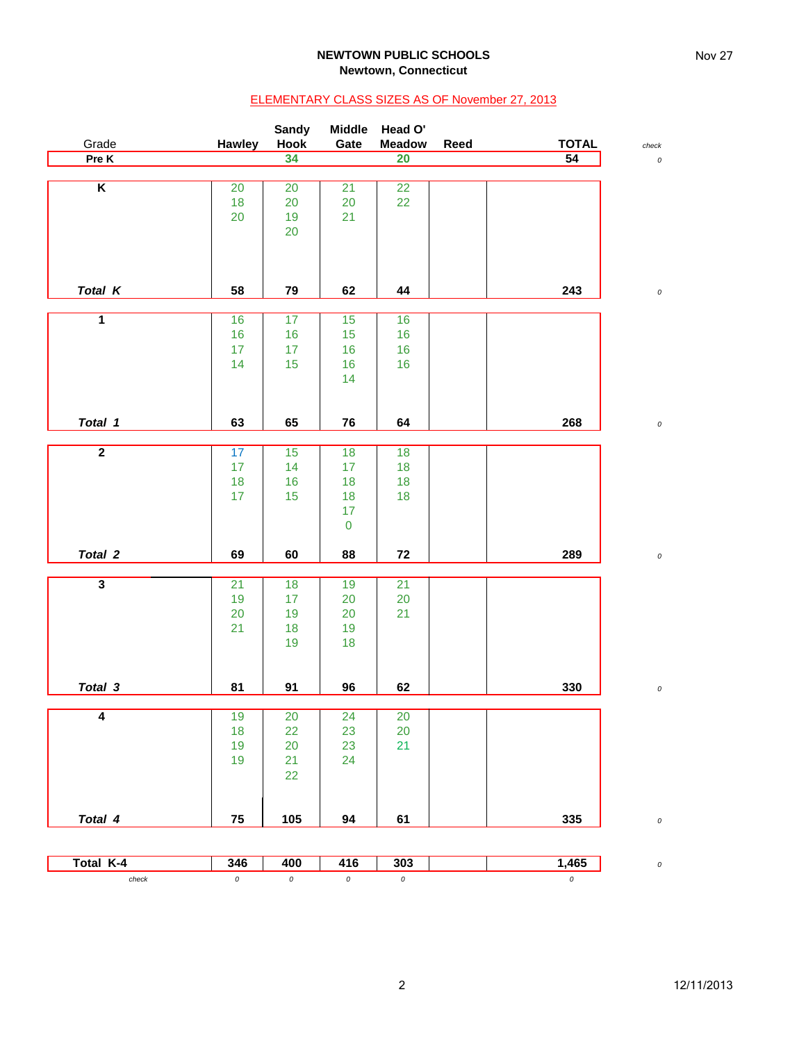**NEWTOWN PUBLIC SCHOOLS**
**Newtown, Connecticut**

Nov 27

ELEMENTARY CLASS SIZES AS OF November 27, 2013

| Grade | Hawley | Sandy Hook | Middle Gate | Head O' Meadow | Reed | TOTAL | check |
|---|---|---|---|---|---|---|---|
| **Pre K** | | 34 | | 20 | | 54 | 0 |
| **K** | 20 | 20 | 21 | 22 | | | |
| | 18 | 20 | 20 | 22 | | | |
| | 20 | 19 | 21 | | | | |
| | | 20 | | | | | |
| ***Total K*** | 58 | 79 | 62 | 44 | | 243 | 0 |
| **1** | 16 | 17 | 15 | 16 | | | |
| | 16 | 16 | 15 | 16 | | | |
| | 17 | 17 | 16 | 16 | | | |
| | 14 | 15 | 16 | 16 | | | |
| | | | 14 | | | | |
| ***Total 1*** | 63 | 65 | 76 | 64 | | 268 | 0 |
| **2** | 17 | 15 | 18 | 18 | | | |
| | 17 | 14 | 17 | 18 | | | |
| | 18 | 16 | 18 | 18 | | | |
| | 17 | 15 | 18 | 18 | | | |
| | | | 17 | | | | |
| | | | 0 | | | | |
| ***Total 2*** | 69 | 60 | 88 | 72 | | 289 | 0 |
| **3** | 21 | 18 | 19 | 21 | | | |
| | 19 | 17 | 20 | 20 | | | |
| | 20 | 19 | 20 | 21 | | | |
| | 21 | 18 | 19 | | | | |
| | | 19 | 18 | | | | |
| ***Total 3*** | 81 | 91 | 96 | 62 | | 330 | 0 |
| **4** | 19 | 20 | 24 | 20 | | | |
| | 18 | 22 | 23 | 20 | | | |
| | 19 | 20 | 23 | 21 | | | |
| | 19 | 21 | 24 | | | | |
| | | 22 | | | | | |
| ***Total 4*** | 75 | 105 | 94 | 61 | | 335 | 0 |
| **Total K-4** | 346 | 400 | 416 | 303 | | 1,465 | 0 |
| *check* | 0 | 0 | 0 | 0 | | 0 | |

12/11/2013